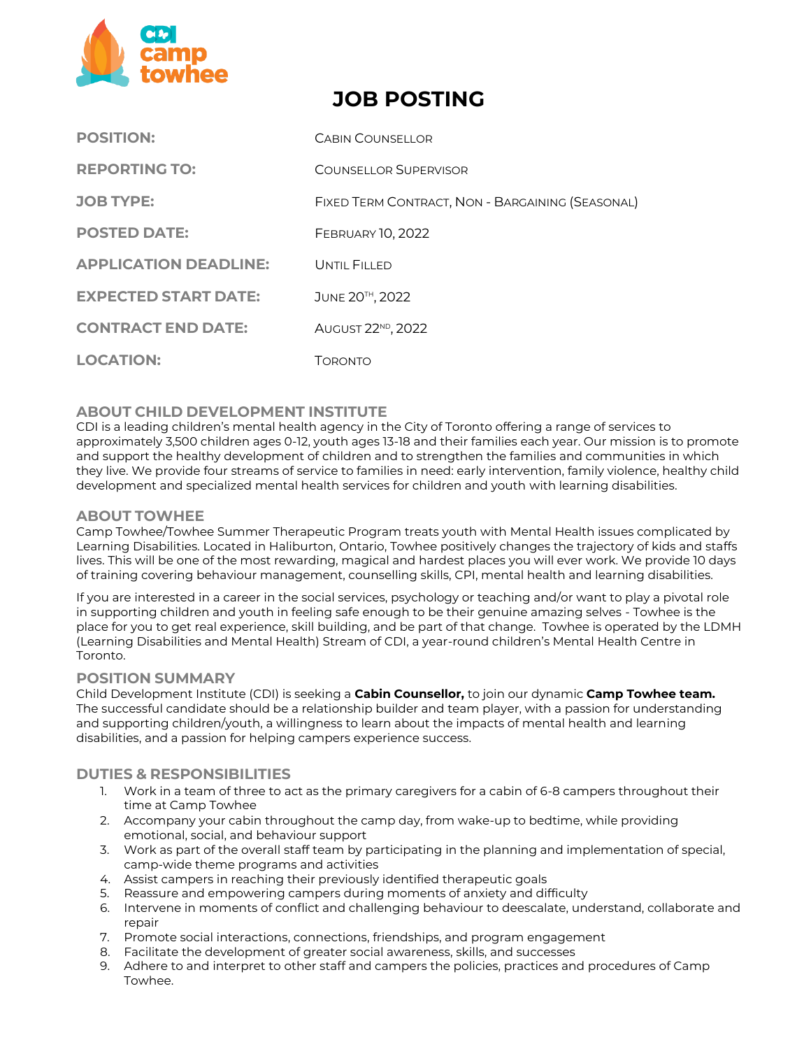# JOB POSTING

| | |
|---|---|
| **POSITION:** | Cabin Counsellor |
| **REPORTING TO:** | Counsellor Supervisor |
| **JOB TYPE:** | Fixed Term Contract, Non - Bargaining (Seasonal) |
| **POSTED DATE:** | February 10, 2022 |
| **APPLICATION DEADLINE:** | Until Filled |
| **EXPECTED START DATE:** | June 20th, 2022 |
| **CONTRACT END DATE:** | August 22nd, 2022 |
| **LOCATION:** | Toronto |

## ABOUT CHILD DEVELOPMENT INSTITUTE

CDI is a leading children's mental health agency in the City of Toronto offering a range of services to approximately 3,500 children ages 0-12, youth ages 13-18 and their families each year. Our mission is to promote and support the healthy development of children and to strengthen the families and communities in which they live. We provide four streams of service to families in need: early intervention, family violence, healthy child development and specialized mental health services for children and youth with learning disabilities.

## ABOUT TOWHEE

Camp Towhee/Towhee Summer Therapeutic Program treats youth with Mental Health issues complicated by Learning Disabilities. Located in Haliburton, Ontario, Towhee positively changes the trajectory of kids and staffs lives. This will be one of the most rewarding, magical and hardest places you will ever work. We provide 10 days of training covering behaviour management, counselling skills, CPI, mental health and learning disabilities.

If you are interested in a career in the social services, psychology or teaching and/or want to play a pivotal role in supporting children and youth in feeling safe enough to be their genuine amazing selves - Towhee is the place for you to get real experience, skill building, and be part of that change. Towhee is operated by the LDMH (Learning Disabilities and Mental Health) Stream of CDI, a year-round children's Mental Health Centre in Toronto.

## POSITION SUMMARY

Child Development Institute (CDI) is seeking a **Cabin Counsellor,** to join our dynamic **Camp Towhee team.** The successful candidate should be a relationship builder and team player, with a passion for understanding and supporting children/youth, a willingness to learn about the impacts of mental health and learning disabilities, and a passion for helping campers experience success.

## DUTIES & RESPONSIBILITIES

1. Work in a team of three to act as the primary caregivers for a cabin of 6-8 campers throughout their time at Camp Towhee
2. Accompany your cabin throughout the camp day, from wake-up to bedtime, while providing emotional, social, and behaviour support
3. Work as part of the overall staff team by participating in the planning and implementation of special, camp-wide theme programs and activities
4. Assist campers in reaching their previously identified therapeutic goals
5. Reassure and empowering campers during moments of anxiety and difficulty
6. Intervene in moments of conflict and challenging behaviour to deescalate, understand, collaborate and repair
7. Promote social interactions, connections, friendships, and program engagement
8. Facilitate the development of greater social awareness, skills, and successes
9. Adhere to and interpret to other staff and campers the policies, practices and procedures of Camp Towhee.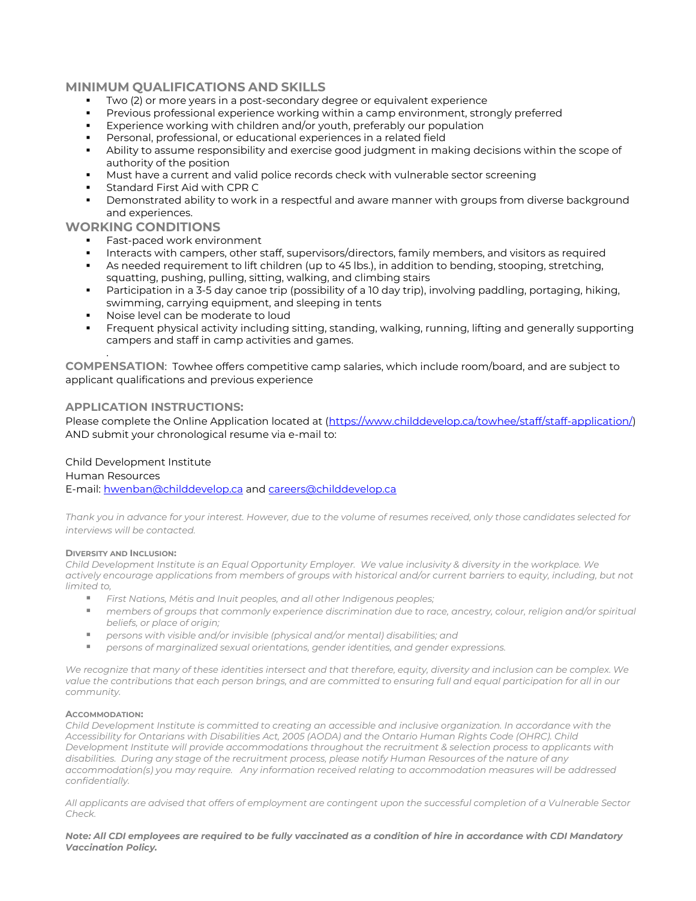## MINIMUM QUALIFICATIONS AND SKILLS

- Two (2) or more years in a post-secondary degree or equivalent experience
- Previous professional experience working within a camp environment, strongly preferred
- Experience working with children and/or youth, preferably our population
- Personal, professional, or educational experiences in a related field
- Ability to assume responsibility and exercise good judgment in making decisions within the scope of authority of the position
- Must have a current and valid police records check with vulnerable sector screening
- Standard First Aid with CPR C
- Demonstrated ability to work in a respectful and aware manner with groups from diverse background and experiences.

## WORKING CONDITIONS

- Fast-paced work environment
- Interacts with campers, other staff, supervisors/directors, family members, and visitors as required
- As needed requirement to lift children (up to 45 lbs.), in addition to bending, stooping, stretching, squatting, pushing, pulling, sitting, walking, and climbing stairs
- Participation in a 3-5 day canoe trip (possibility of a 10 day trip), involving paddling, portaging, hiking, swimming, carrying equipment, and sleeping in tents
- Noise level can be moderate to loud
- Frequent physical activity including sitting, standing, walking, running, lifting and generally supporting campers and staff in camp activities and games.

.

**COMPENSATION**: Towhee offers competitive camp salaries, which include room/board, and are subject to applicant qualifications and previous experience

## APPLICATION INSTRUCTIONS:

Please complete the Online Application located at (https://www.childdevelop.ca/towhee/staff/staff-application/) AND submit your chronological resume via e-mail to:

Child Development Institute
Human Resources
E-mail: hwenban@childdevelop.ca and careers@childdevelop.ca

*Thank you in advance for your interest. However, due to the volume of resumes received, only those candidates selected for interviews will be contacted.*

**DIVERSITY AND INCLUSION:**

*Child Development Institute is an Equal Opportunity Employer. We value inclusivity & diversity in the workplace. We actively encourage applications from members of groups with historical and/or current barriers to equity, including, but not limited to,*

- *First Nations, Métis and Inuit peoples, and all other Indigenous peoples;*
- *members of groups that commonly experience discrimination due to race, ancestry, colour, religion and/or spiritual beliefs, or place of origin;*
- *persons with visible and/or invisible (physical and/or mental) disabilities; and*
- *persons of marginalized sexual orientations, gender identities, and gender expressions.*

*We recognize that many of these identities intersect and that therefore, equity, diversity and inclusion can be complex. We value the contributions that each person brings, and are committed to ensuring full and equal participation for all in our community.*

**ACCOMMODATION:**

*Child Development Institute is committed to creating an accessible and inclusive organization. In accordance with the Accessibility for Ontarians with Disabilities Act, 2005 (AODA) and the Ontario Human Rights Code (OHRC). Child Development Institute will provide accommodations throughout the recruitment & selection process to applicants with disabilities. During any stage of the recruitment process, please notify Human Resources of the nature of any accommodation(s) you may require. Any information received relating to accommodation measures will be addressed confidentially.*

*All applicants are advised that offers of employment are contingent upon the successful completion of a Vulnerable Sector Check.*

***Note: All CDI employees are required to be fully vaccinated as a condition of hire in accordance with CDI Mandatory Vaccination Policy.***